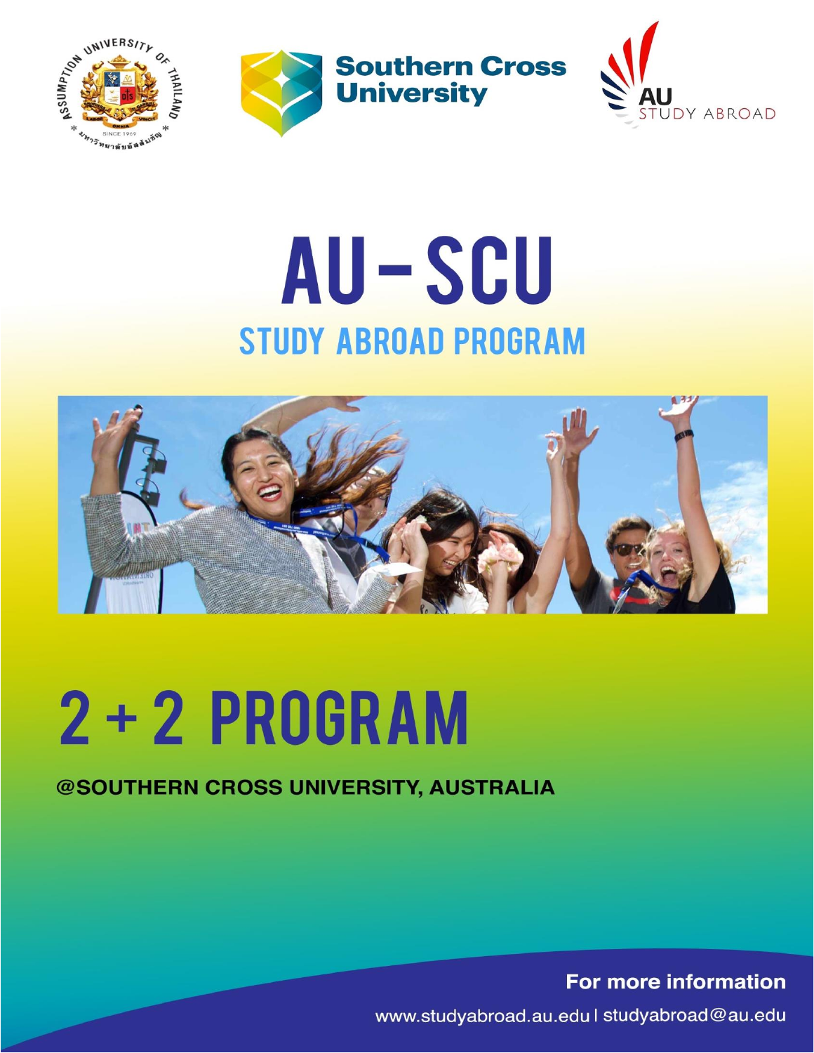Southern Cross University

AU STUDY ABROAD

# AU-SCU

## STUDY ABROAD PROGRAM

# 2 + 2 PROGRAM

**@SOUTHERN CROSS UNIVERSITY, AUSTRALIA**

**For more information**

www.studyabroad.au.edu | studyabroad@au.edu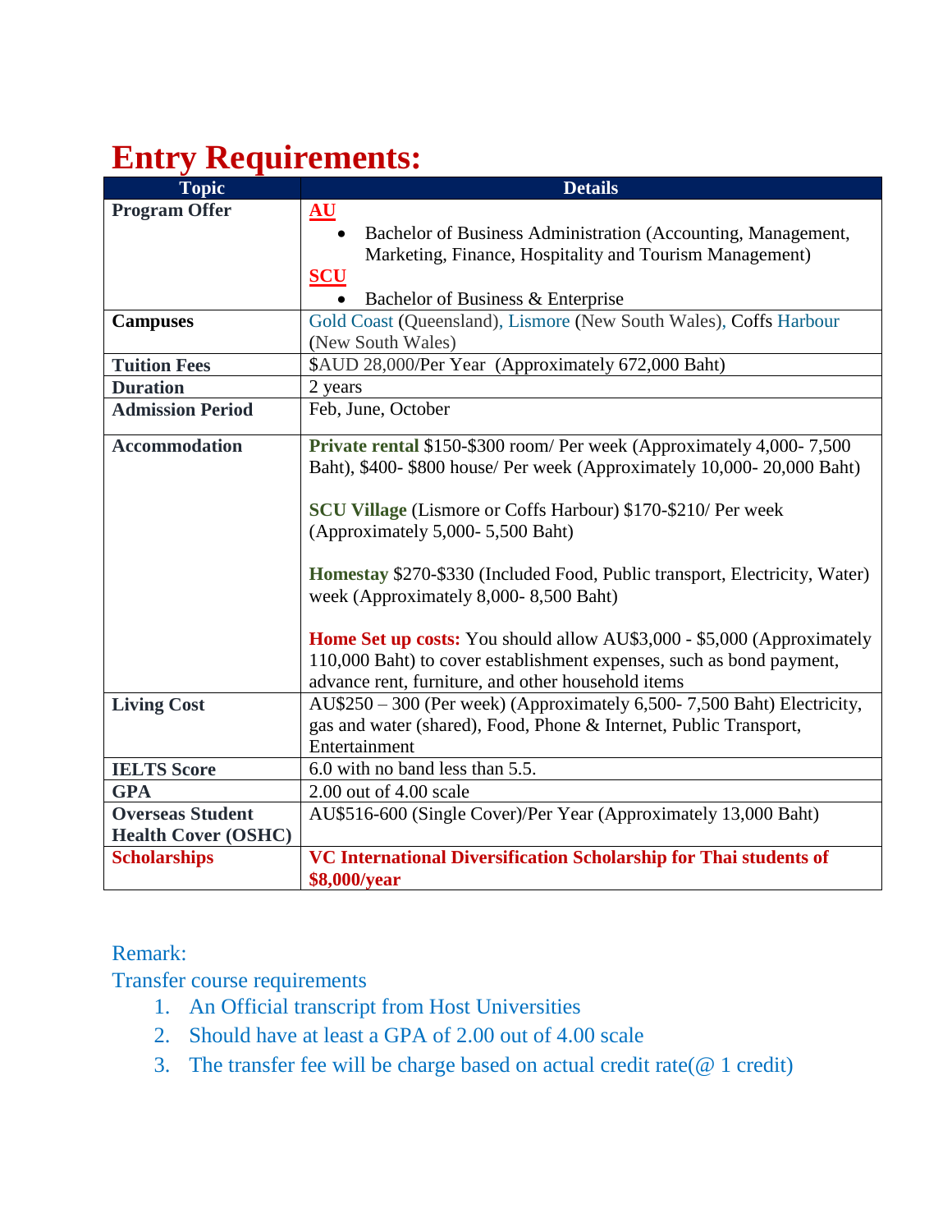# Entry Requirements:

| Topic | Details |
| --- | --- |
| **Program Offer** | **AU**<br>• Bachelor of Business Administration (Accounting, Management, Marketing, Finance, Hospitality and Tourism Management)<br>**SCU**<br>• Bachelor of Business & Enterprise |
| **Campuses** | Gold Coast (Queensland), Lismore (New South Wales), Coffs Harbour (New South Wales) |
| **Tuition Fees** | $AUD 28,000/Per Year (Approximately 672,000 Baht) |
| **Duration** | 2 years |
| **Admission Period** | Feb, June, October |
| **Accommodation** | **Private rental** $150-$300 room/ Per week (Approximately 4,000- 7,500 Baht), $400- $800 house/ Per week (Approximately 10,000- 20,000 Baht)<br><br>**SCU Village** (Lismore or Coffs Harbour) $170-$210/ Per week (Approximately 5,000- 5,500 Baht)<br><br>**Homestay** $270-$330 (Included Food, Public transport, Electricity, Water) week (Approximately 8,000- 8,500 Baht)<br><br>**Home Set up costs:** You should allow AU$3,000 - $5,000 (Approximately 110,000 Baht) to cover establishment expenses, such as bond payment, advance rent, furniture, and other household items |
| **Living Cost** | AU$250 – 300 (Per week) (Approximately 6,500- 7,500 Baht) Electricity, gas and water (shared), Food, Phone & Internet, Public Transport, Entertainment |
| **IELTS Score** | 6.0 with no band less than 5.5. |
| **GPA** | 2.00 out of 4.00 scale |
| **Overseas Student Health Cover (OSHC)** | AU$516-600 (Single Cover)/Per Year (Approximately 13,000 Baht) |
| **Scholarships** | **VC International Diversification Scholarship for Thai students of $8,000/year** |

Remark:

Transfer course requirements

1. An Official transcript from Host Universities
2. Should have at least a GPA of 2.00 out of 4.00 scale
3. The transfer fee will be charge based on actual credit rate(@ 1 credit)